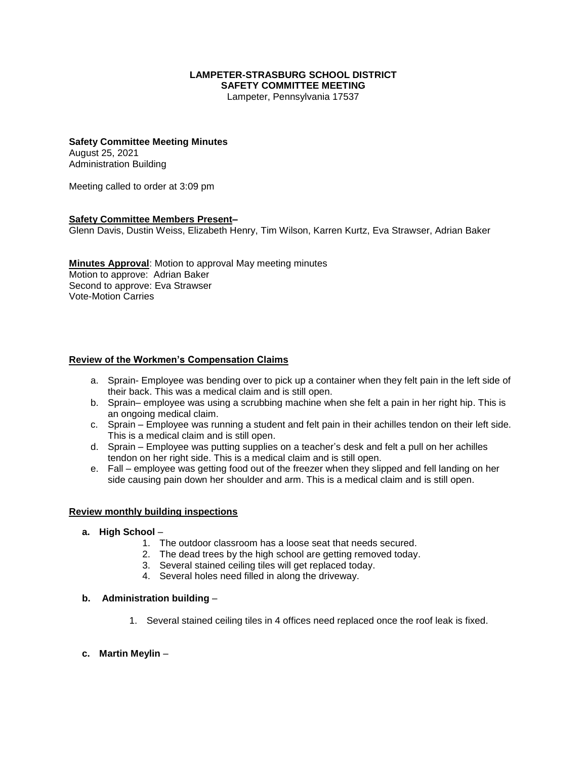**LAMPETER-STRASBURG SCHOOL DISTRICT**
**SAFETY COMMITTEE MEETING**
Lampeter, Pennsylvania 17537

**Safety Committee Meeting Minutes**
August 25, 2021
Administration Building

Meeting called to order at 3:09 pm

**<u>Safety Committee Members Present</u>–**
Glenn Davis, Dustin Weiss, Elizabeth Henry, Tim Wilson, Karren Kurtz, Eva Strawser, Adrian Baker

**<u>Minutes Approval</u>**: Motion to approval May meeting minutes
Motion to approve: Adrian Baker
Second to approve: Eva Strawser
Vote-Motion Carries

**<u>Review of the Workmen's Compensation Claims</u>**

a. Sprain- Employee was bending over to pick up a container when they felt pain in the left side of their back. This was a medical claim and is still open.
b. Sprain– employee was using a scrubbing machine when she felt a pain in her right hip. This is an ongoing medical claim.
c. Sprain – Employee was running a student and felt pain in their achilles tendon on their left side. This is a medical claim and is still open.
d. Sprain – Employee was putting supplies on a teacher's desk and felt a pull on her achilles tendon on her right side. This is a medical claim and is still open.
e. Fall – employee was getting food out of the freezer when they slipped and fell landing on her side causing pain down her shoulder and arm. This is a medical claim and is still open.

**<u>Review monthly building inspections</u>**

**a. High School** –
1. The outdoor classroom has a loose seat that needs secured.
2. The dead trees by the high school are getting removed today.
3. Several stained ceiling tiles will get replaced today.
4. Several holes need filled in along the driveway.

**b. Administration building** –
1. Several stained ceiling tiles in 4 offices need replaced once the roof leak is fixed.

**c. Martin Meylin** –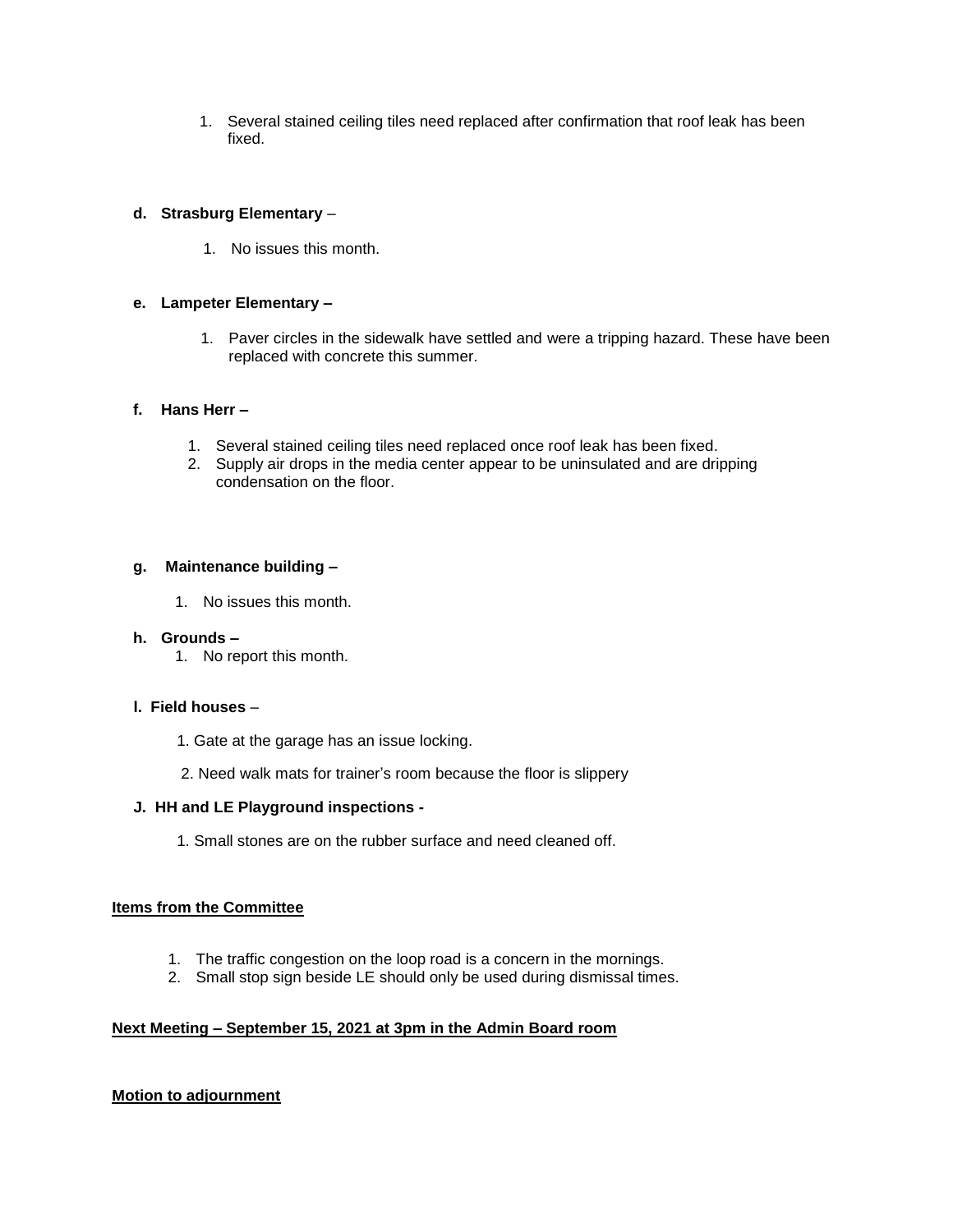1. Several stained ceiling tiles need replaced after confirmation that roof leak has been fixed.

**d. Strasburg Elementary** –

1. No issues this month.

**e. Lampeter Elementary –**

1. Paver circles in the sidewalk have settled and were a tripping hazard. These have been replaced with concrete this summer.

**f. Hans Herr –**

1. Several stained ceiling tiles need replaced once roof leak has been fixed.
2. Supply air drops in the media center appear to be uninsulated and are dripping condensation on the floor.

**g. Maintenance building –**

1. No issues this month.

**h. Grounds –**

1. No report this month.

**I. Field houses** –

1. Gate at the garage has an issue locking.
2. Need walk mats for trainer's room because the floor is slippery

**J. HH and LE Playground inspections -**

1. Small stones are on the rubber surface and need cleaned off.

**Items from the Committee**

1. The traffic congestion on the loop road is a concern in the mornings.
2. Small stop sign beside LE should only be used during dismissal times.

**Next Meeting – September 15, 2021 at 3pm in the Admin Board room**

**Motion to adjournment**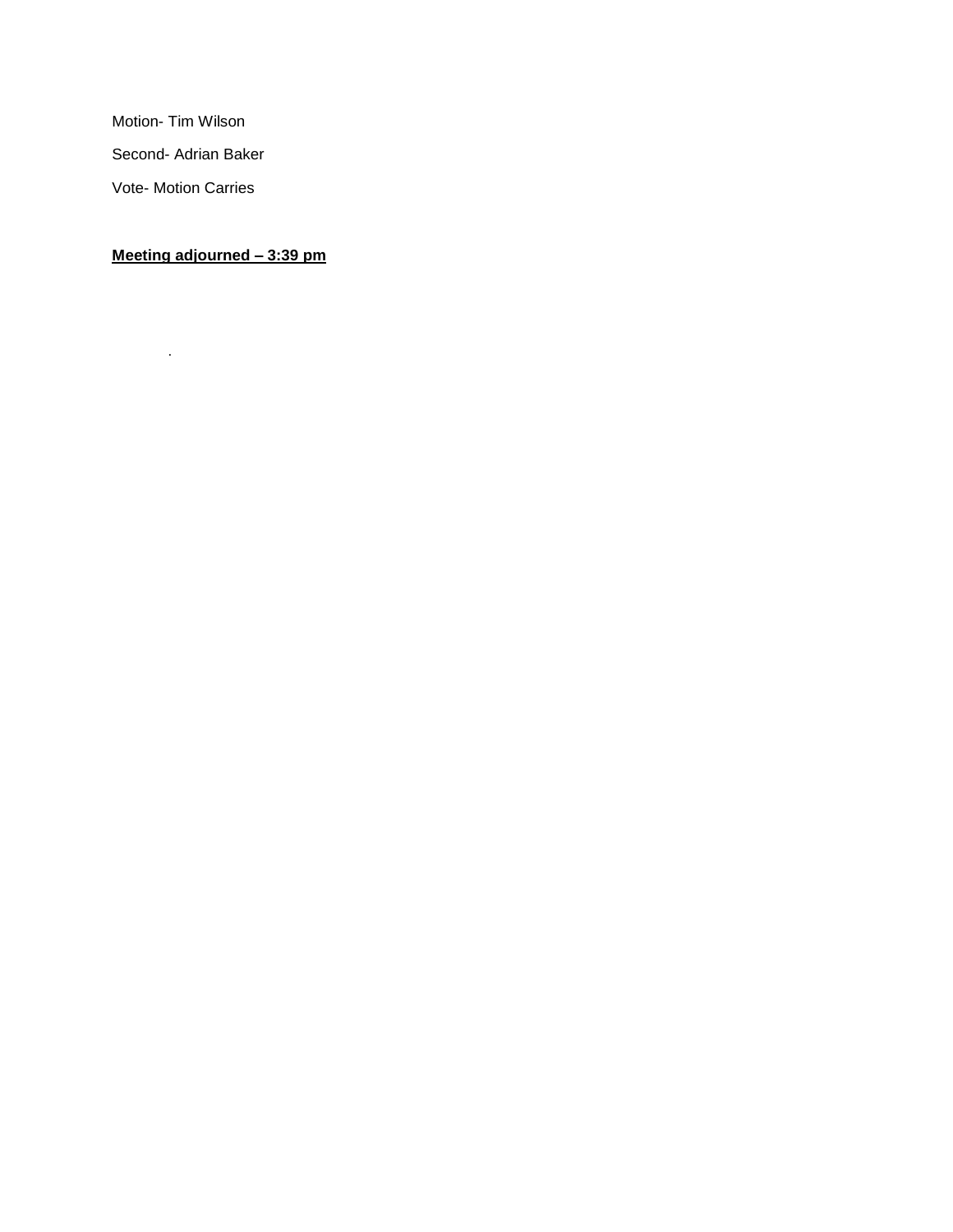Motion- Tim Wilson

Second- Adrian Baker

Vote- Motion Carries

**Meeting adjourned – 3:39 pm**

.